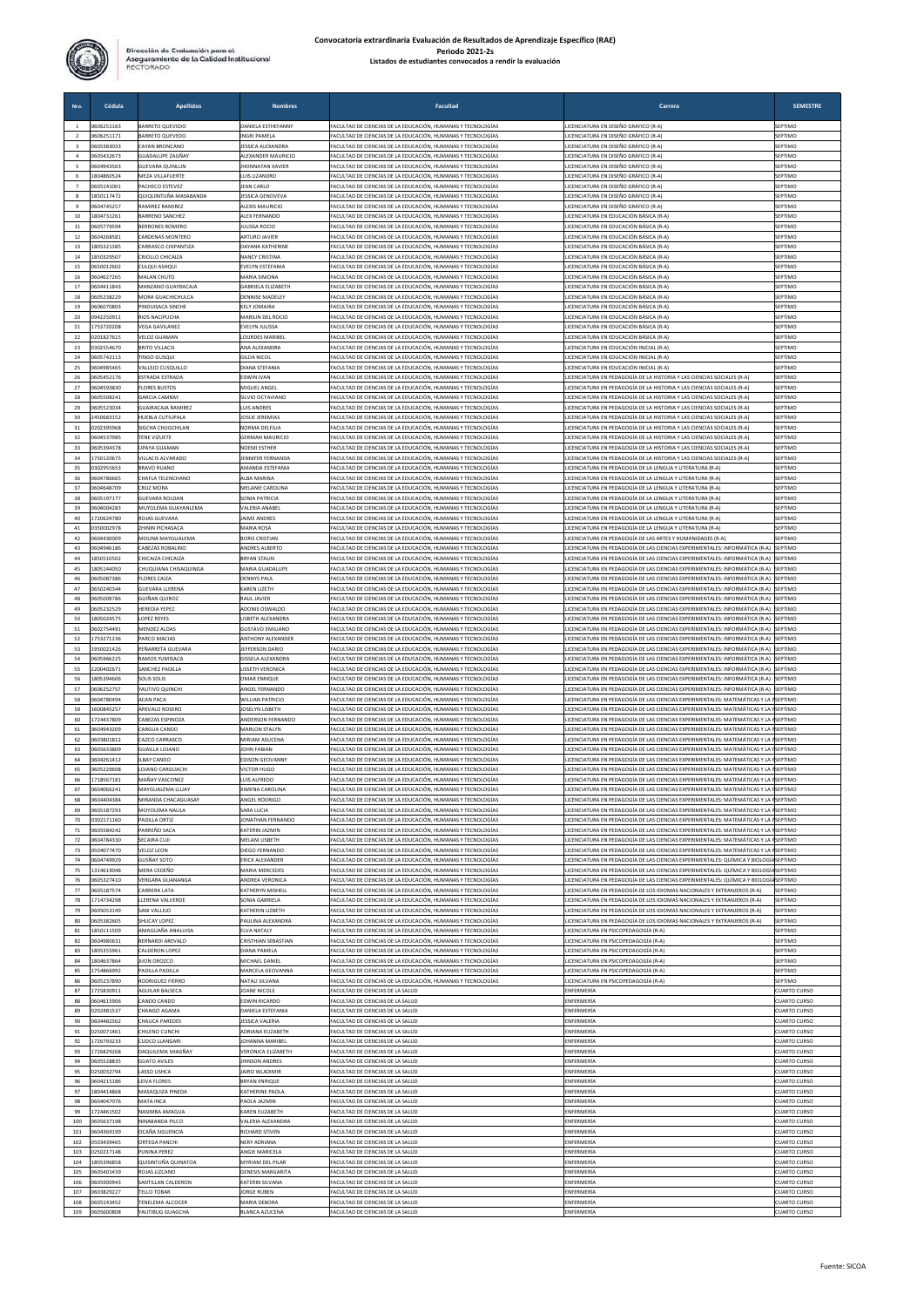Dirección de Evaluación para el Aseguramiento de la Calidad Institucional
RECTORADO

# Convocatoria extradinaria Evaluación de Resultados de Aprendizaje Específico (RAE)

## Periodo 2021-2s

### Listados de estudiantes convocados a rendir la evaluación

| Nro. | Cédula | Apellidos | Nombres | Facultad | Carrera | SEMESTRE |
|---|---|---|---|---|---|---|
| 1 | 0606251163 | BARRETO QUEVEDO | DANIELA ESTHEFANNY | FACULTAD DE CIENCIAS DE LA EDUCACIÓN, HUMANAS Y TECNOLOGÍAS | LICENCIATURA EN DISEÑO GRÁFICO (R-A) | SEPTIMO |
| 2 | 0606251171 | BARRETO QUEVEDO | INGRI PAMELA | FACULTAD DE CIENCIAS DE LA EDUCACIÓN, HUMANAS Y TECNOLOGÍAS | LICENCIATURA EN DISEÑO GRÁFICO (R-A) | SEPTIMO |
| 3 | 0605383033 | CAYAN BRONCANO | JESSICA ALEXANDRA | FACULTAD DE CIENCIAS DE LA EDUCACIÓN, HUMANAS Y TECNOLOGÍAS | LICENCIATURA EN DISEÑO GRÁFICO (R-A) | SEPTIMO |
| 4 | 0605432673 | GUADALUPE ZAGÑAY | ALEXANDER MAURICIO | FACULTAD DE CIENCIAS DE LA EDUCACIÓN, HUMANAS Y TECNOLOGÍAS | LICENCIATURA EN DISEÑO GRÁFICO (R-A) | SEPTIMO |
| 5 | 0604943563 | GUEVARA QUINLLIN | JHONNATAN XAVIER | FACULTAD DE CIENCIAS DE LA EDUCACIÓN, HUMANAS Y TECNOLOGÍAS | LICENCIATURA EN DISEÑO GRÁFICO (R-A) | SEPTIMO |
| 6 | 1804860524 | MEZA VILLAFUERTE | LUIS LIZANDRO | FACULTAD DE CIENCIAS DE LA EDUCACIÓN, HUMANAS Y TECNOLOGÍAS | LICENCIATURA EN DISEÑO GRÁFICO (R-A) | SEPTIMO |
| 7 | 0605141001 | PACHECO ESTEVEZ | JEAN CARLO | FACULTAD DE CIENCIAS DE LA EDUCACIÓN, HUMANAS Y TECNOLOGÍAS | LICENCIATURA EN DISEÑO GRÁFICO (R-A) | SEPTIMO |
| 8 | 1850117472 | QUIQUINTUÑA MASABANDA | JESSICA GENOVEVA | FACULTAD DE CIENCIAS DE LA EDUCACIÓN, HUMANAS Y TECNOLOGÍAS | LICENCIATURA EN DISEÑO GRÁFICO (R-A) | SEPTIMO |
| 9 | 0604745257 | RAMIREZ RAMIREZ | ALEXIS MAURICIO | FACULTAD DE CIENCIAS DE LA EDUCACIÓN, HUMANAS Y TECNOLOGÍAS | LICENCIATURA EN DISEÑO GRÁFICO (R-A) | SEPTIMO |
| 10 | 1804731261 | BARRENO SANCHEZ | ALEX FERNANDO | FACULTAD DE CIENCIAS DE LA EDUCACIÓN, HUMANAS Y TECNOLOGÍAS | LICENCIATURA EN EDUCACIÓN BÁSICA (R-A) | SEPTIMO |
| 11 | 0605779594 | BERRONES ROMERO | JULISSA ROCIO | FACULTAD DE CIENCIAS DE LA EDUCACIÓN, HUMANAS Y TECNOLOGÍAS | LICENCIATURA EN EDUCACIÓN BÁSICA (R-A) | SEPTIMO |
| 12 | 0604268581 | CARDENAS MONTERO | ARTURO JAVIER | FACULTAD DE CIENCIAS DE LA EDUCACIÓN, HUMANAS Y TECNOLOGÍAS | LICENCIATURA EN EDUCACIÓN BÁSICA (R-A) | SEPTIMO |
| 13 | 1805321385 | CARRASCO CHIPANTIZA | DAYANA KATHERINE | FACULTAD DE CIENCIAS DE LA EDUCACIÓN, HUMANAS Y TECNOLOGÍAS | LICENCIATURA EN EDUCACIÓN BÁSICA (R-A) | SEPTIMO |
| 14 | 1850329507 | CRIOLLO CHICAIZA | NANCY CRISTINA | FACULTAD DE CIENCIAS DE LA EDUCACIÓN, HUMANAS Y TECNOLOGÍAS | LICENCIATURA EN EDUCACIÓN BÁSICA (R-A) | SEPTIMO |
| 15 | 0650012602 | CULQUI ASHQUI | EVELYN ESTEFANIA | FACULTAD DE CIENCIAS DE LA EDUCACIÓN, HUMANAS Y TECNOLOGÍAS | LICENCIATURA EN EDUCACIÓN BÁSICA (R-A) | SEPTIMO |
| 16 | 0604627265 | MALAN CHUTO | MARIA SIMONA | FACULTAD DE CIENCIAS DE LA EDUCACIÓN, HUMANAS Y TECNOLOGÍAS | LICENCIATURA EN EDUCACIÓN BÁSICA (R-A) | SEPTIMO |
| 17 | 0604411843 | MANZANO GUAYRACAJA | GABRIELA ELIZABETH | FACULTAD DE CIENCIAS DE LA EDUCACIÓN, HUMANAS Y TECNOLOGÍAS | LICENCIATURA EN EDUCACIÓN BÁSICA (R-A) | SEPTIMO |
| 18 | 0605238229 | MORA GUACHICHULCA | DENNISE MADELEY | FACULTAD DE CIENCIAS DE LA EDUCACIÓN, HUMANAS Y TECNOLOGÍAS | LICENCIATURA EN EDUCACIÓN BÁSICA (R-A) | SEPTIMO |
| 19 | 0606070803 | PINDUISACA SINCHE | KELY JOMAIRA | FACULTAD DE CIENCIAS DE LA EDUCACIÓN, HUMANAS Y TECNOLOGÍAS | LICENCIATURA EN EDUCACIÓN BÁSICA (R-A) | SEPTIMO |
| 20 | 0942250911 | RIOS NACIPUCHA | MARILIN DEL ROCIO | FACULTAD DE CIENCIAS DE LA EDUCACIÓN, HUMANAS Y TECNOLOGÍAS | LICENCIATURA EN EDUCACIÓN BÁSICA (R-A) | SEPTIMO |
| 21 | 1755720208 | VEGA GAVILANEZ | EVELYN JULISSA | FACULTAD DE CIENCIAS DE LA EDUCACIÓN, HUMANAS Y TECNOLOGÍAS | LICENCIATURA EN EDUCACIÓN BÁSICA (R-A) | SEPTIMO |
| 22 | 0201827615 | VELOZ GUAMAN | LOURDES MARIBEL | FACULTAD DE CIENCIAS DE LA EDUCACIÓN, HUMANAS Y TECNOLOGÍAS | LICENCIATURA EN EDUCACIÓN BÁSICA (R-A) | SEPTIMO |
| 23 | 0302554670 | BRITO VILLACIS | ANA ALEXANDRA | FACULTAD DE CIENCIAS DE LA EDUCACIÓN, HUMANAS Y TECNOLOGÍAS | LICENCIATURA EN EDUCACIÓN INICIAL (R-A) | SEPTIMO |
| 24 | 0605742113 | TINGO GUSQUI | GILDA NICOL | FACULTAD DE CIENCIAS DE LA EDUCACIÓN, HUMANAS Y TECNOLOGÍAS | LICENCIATURA EN EDUCACIÓN INICIAL (R-A) | SEPTIMO |
| 25 | 0604985465 | VALLEJO CUSQUILLO | DIANA STEFANIA | FACULTAD DE CIENCIAS DE LA EDUCACIÓN, HUMANAS Y TECNOLOGÍAS | LICENCIATURA EN EDUCACIÓN INICIAL (R-A) | SEPTIMO |
| 26 | 0605452176 | ESTRADA ESTRADA | EDWIN IVAN | FACULTAD DE CIENCIAS DE LA EDUCACIÓN, HUMANAS Y TECNOLOGÍAS | LICENCIATURA EN PEDAGOGÍA DE LA HISTORIA Y LAS CIENCIAS SOCIALES (R-A) | SEPTIMO |
| 27 | 0604593830 | FLORES BUSTOS | MIGUEL ANGEL | FACULTAD DE CIENCIAS DE LA EDUCACIÓN, HUMANAS Y TECNOLOGÍAS | LICENCIATURA EN PEDAGOGÍA DE LA HISTORIA Y LAS CIENCIAS SOCIALES (R-A) | SEPTIMO |
| 28 | 0605508241 | GARCIA CAMBAY | SILVIO OCTAVIANO | FACULTAD DE CIENCIAS DE LA EDUCACIÓN, HUMANAS Y TECNOLOGÍAS | LICENCIATURA EN PEDAGOGÍA DE LA HISTORIA Y LAS CIENCIAS SOCIALES (R-A) | SEPTIMO |
| 29 | 0605523034 | GUAIRACAJA RAMIREZ | LUIS ANDRES | FACULTAD DE CIENCIAS DE LA EDUCACIÓN, HUMANAS Y TECNOLOGÍAS | LICENCIATURA EN PEDAGOGÍA DE LA HISTORIA Y LAS CIENCIAS SOCIALES (R-A) | SEPTIMO |
| 30 | 2450683152 | HUEBLA CUTIUPALA | JOSUE JEREMIAS | FACULTAD DE CIENCIAS DE LA EDUCACIÓN, HUMANAS Y TECNOLOGÍAS | LICENCIATURA EN PEDAGOGÍA DE LA HISTORIA Y LAS CIENCIAS SOCIALES (R-A) | SEPTIMO |
| 31 | 0202395968 | SIGCHA CHUGCHILAN | NORMA DELFILIA | FACULTAD DE CIENCIAS DE LA EDUCACIÓN, HUMANAS Y TECNOLOGÍAS | LICENCIATURA EN PEDAGOGÍA DE LA HISTORIA Y LAS CIENCIAS SOCIALES (R-A) | SEPTIMO |
| 32 | 0604537985 | TENE VIZUETE | GERMAN MAURICIO | FACULTAD DE CIENCIAS DE LA EDUCACIÓN, HUMANAS Y TECNOLOGÍAS | LICENCIATURA EN PEDAGOGÍA DE LA HISTORIA Y LAS CIENCIAS SOCIALES (R-A) | SEPTIMO |
| 33 | 0605394378 | UPAYA GUAMAN | NOEMI ESTHER | FACULTAD DE CIENCIAS DE LA EDUCACIÓN, HUMANAS Y TECNOLOGÍAS | LICENCIATURA EN PEDAGOGÍA DE LA HISTORIA Y LAS CIENCIAS SOCIALES (R-A) | SEPTIMO |
| 34 | 1750120675 | VILLACIS ALVARADO | JENNIFER FERNANDA | FACULTAD DE CIENCIAS DE LA EDUCACIÓN, HUMANAS Y TECNOLOGÍAS | LICENCIATURA EN PEDAGOGÍA DE LA HISTORIA Y LAS CIENCIAS SOCIALES (R-A) | SEPTIMO |
| 35 | 0302955653 | BRAVO RUANO | AMANDA ESTEFANIA | FACULTAD DE CIENCIAS DE LA EDUCACIÓN, HUMANAS Y TECNOLOGÍAS | LICENCIATURA EN PEDAGOGÍA DE LA LENGUA Y LITERATURA (R-A) | SEPTIMO |
| 36 | 0604786665 | CHAFLA TELENCHANO | ALBA MARINA | FACULTAD DE CIENCIAS DE LA EDUCACIÓN, HUMANAS Y TECNOLOGÍAS | LICENCIATURA EN PEDAGOGÍA DE LA LENGUA Y LITERATURA (R-A) | SEPTIMO |
| 37 | 0604648709 | CRUZ MORA | MELANIE CAROLINA | FACULTAD DE CIENCIAS DE LA EDUCACIÓN, HUMANAS Y TECNOLOGÍAS | LICENCIATURA EN PEDAGOGÍA DE LA LENGUA Y LITERATURA (R-A) | SEPTIMO |
| 38 | 0605197177 | GUEVARA ROLDAN | SONIA PATRICIA | FACULTAD DE CIENCIAS DE LA EDUCACIÓN, HUMANAS Y TECNOLOGÍAS | LICENCIATURA EN PEDAGOGÍA DE LA LENGUA Y LITERATURA (R-A) | SEPTIMO |
| 39 | 0604004283 | MUYOLEMA GUAYANLEMA | VALERIA ANABEL | FACULTAD DE CIENCIAS DE LA EDUCACIÓN, HUMANAS Y TECNOLOGÍAS | LICENCIATURA EN PEDAGOGÍA DE LA LENGUA Y LITERATURA (R-A) | SEPTIMO |
| 40 | 1720624780 | ROJAS GUEVARA | JAIME ANDRES | FACULTAD DE CIENCIAS DE LA EDUCACIÓN, HUMANAS Y TECNOLOGÍAS | LICENCIATURA EN PEDAGOGÍA DE LA LENGUA Y LITERATURA (R-A) | SEPTIMO |
| 41 | 0350002978 | ZHININ PICHASACA | MARIA ROSA | FACULTAD DE CIENCIAS DE LA EDUCACIÓN, HUMANAS Y TECNOLOGÍAS | LICENCIATURA EN PEDAGOGÍA DE LA LENGUA Y LITERATURA (R-A) | SEPTIMO |
| 42 | 0604430009 | MOLINA MAYGUALEMA | BORIS CRISTIAN | FACULTAD DE CIENCIAS DE LA EDUCACIÓN, HUMANAS Y TECNOLOGÍAS | LICENCIATURA EN PEDAGOGÍA DE LAS ARTES Y HUMANIDADES (R-A) | SEPTIMO |
| 43 | 0604946186 | CABEZAS ROBALINO | ANDRES ALBERTO | FACULTAD DE CIENCIAS DE LA EDUCACIÓN, HUMANAS Y TECNOLOGÍAS | LICENCIATURA EN PEDAGOGÍA DE LAS CIENCIAS EXPERIMENTALES: INFORMÁTICA (R-A) | SEPTIMO |
| 44 | 1850510502 | CHICAIZA CHICAIZA | BRYAN STALIN | FACULTAD DE CIENCIAS DE LA EDUCACIÓN, HUMANAS Y TECNOLOGÍAS | LICENCIATURA EN PEDAGOGÍA DE LAS CIENCIAS EXPERIMENTALES: INFORMÁTICA (R-A) | SEPTIMO |
| 45 | 1805144050 | CHUQUIANA CHISAQUINGA | MARIA GUADALUPE | FACULTAD DE CIENCIAS DE LA EDUCACIÓN, HUMANAS Y TECNOLOGÍAS | LICENCIATURA EN PEDAGOGÍA DE LAS CIENCIAS EXPERIMENTALES: INFORMÁTICA (R-A) | SEPTIMO |
| 46 | 0605087386 | FLORES CAIZA | DENNYS PAUL | FACULTAD DE CIENCIAS DE LA EDUCACIÓN, HUMANAS Y TECNOLOGÍAS | LICENCIATURA EN PEDAGOGÍA DE LAS CIENCIAS EXPERIMENTALES: INFORMÁTICA (R-A) | SEPTIMO |
| 47 | 0650240344 | GUEVARA LLERENA | KAREN LIZETH | FACULTAD DE CIENCIAS DE LA EDUCACIÓN, HUMANAS Y TECNOLOGÍAS | LICENCIATURA EN PEDAGOGÍA DE LAS CIENCIAS EXPERIMENTALES: INFORMÁTICA (R-A) | SEPTIMO |
| 48 | 0605009786 | GUIÑAN QUIROZ | RAUL JAVIER | FACULTAD DE CIENCIAS DE LA EDUCACIÓN, HUMANAS Y TECNOLOGÍAS | LICENCIATURA EN PEDAGOGÍA DE LAS CIENCIAS EXPERIMENTALES: INFORMÁTICA (R-A) | SEPTIMO |
| 49 | 0605232529 | HEREDIA YEPEZ | ADONIS OSWALDO | FACULTAD DE CIENCIAS DE LA EDUCACIÓN, HUMANAS Y TECNOLOGÍAS | LICENCIATURA EN PEDAGOGÍA DE LAS CIENCIAS EXPERIMENTALES: INFORMÁTICA (R-A) | SEPTIMO |
| 50 | 1805024575 | LOPEZ REYES | LISBETH ALEXANDRA | FACULTAD DE CIENCIAS DE LA EDUCACIÓN, HUMANAS Y TECNOLOGÍAS | LICENCIATURA EN PEDAGOGÍA DE LAS CIENCIAS EXPERIMENTALES: INFORMÁTICA (R-A) | SEPTIMO |
| 51 | 0602754491 | MENDEZ ALDAS | GUSTAVO EMILIANO | FACULTAD DE CIENCIAS DE LA EDUCACIÓN, HUMANAS Y TECNOLOGÍAS | LICENCIATURA EN PEDAGOGÍA DE LAS CIENCIAS EXPERIMENTALES: INFORMÁTICA (R-A) | SEPTIMO |
| 52 | 1753271236 | PARCO MACIAS | ANTHONY ALEXANDER | FACULTAD DE CIENCIAS DE LA EDUCACIÓN, HUMANAS Y TECNOLOGÍAS | LICENCIATURA EN PEDAGOGÍA DE LAS CIENCIAS EXPERIMENTALES: INFORMÁTICA (R-A) | SEPTIMO |
| 53 | 1950021426 | PEÑARRETA GUEVARA | JEFFERSON DARIO | FACULTAD DE CIENCIAS DE LA EDUCACIÓN, HUMANAS Y TECNOLOGÍAS | LICENCIATURA EN PEDAGOGÍA DE LAS CIENCIAS EXPERIMENTALES: INFORMÁTICA (R-A) | SEPTIMO |
| 54 | 0605966225 | RAMOS YUMISACA | GISSELA ALEXANDRA | FACULTAD DE CIENCIAS DE LA EDUCACIÓN, HUMANAS Y TECNOLOGÍAS | LICENCIATURA EN PEDAGOGÍA DE LAS CIENCIAS EXPERIMENTALES: INFORMÁTICA (R-A) | SEPTIMO |
| 55 | 2200402671 | SANCHEZ PADILLA | LISSETH VERONICA | FACULTAD DE CIENCIAS DE LA EDUCACIÓN, HUMANAS Y TECNOLOGÍAS | LICENCIATURA EN PEDAGOGÍA DE LAS CIENCIAS EXPERIMENTALES: INFORMÁTICA (R-A) | SEPTIMO |
| 56 | 1805394606 | SOLIS SOLIS | OMAR ENRIQUE | FACULTAD DE CIENCIAS DE LA EDUCACIÓN, HUMANAS Y TECNOLOGÍAS | LICENCIATURA EN PEDAGOGÍA DE LAS CIENCIAS EXPERIMENTALES: INFORMÁTICA (R-A) | SEPTIMO |
| 57 | 0606252757 | YAUTIVO QUINCHI | ANGEL FERNANDO | FACULTAD DE CIENCIAS DE LA EDUCACIÓN, HUMANAS Y TECNOLOGÍAS | LICENCIATURA EN PEDAGOGÍA DE LAS CIENCIAS EXPERIMENTALES: INFORMÁTICA (R-A) | SEPTIMO |
| 58 | 0604780494 | ACAN PACA | WILLIAN PATRICIO | FACULTAD DE CIENCIAS DE LA EDUCACIÓN, HUMANAS Y TECNOLOGÍAS | LICENCIATURA EN PEDAGOGÍA DE LAS CIENCIAS EXPERIMENTALES: MATEMÁTICAS Y LA F | SEPTIMO |
| 59 | 1600845257 | AREVALO ROSERO | JOSELYN LISBETH | FACULTAD DE CIENCIAS DE LA EDUCACIÓN, HUMANAS Y TECNOLOGÍAS | LICENCIATURA EN PEDAGOGÍA DE LAS CIENCIAS EXPERIMENTALES: MATEMÁTICAS Y LA F | SEPTIMO |
| 60 | 1724437809 | CABEZAS ESPINOZA | ANDERSON FERNANDO | FACULTAD DE CIENCIAS DE LA EDUCACIÓN, HUMANAS Y TECNOLOGÍAS | LICENCIATURA EN PEDAGOGÍA DE LAS CIENCIAS EXPERIMENTALES: MATEMÁTICAS Y LA F | SEPTIMO |
| 61 | 0604943209 | CARGUA CANDO | MARLON STALYN | FACULTAD DE CIENCIAS DE LA EDUCACIÓN, HUMANAS Y TECNOLOGÍAS | LICENCIATURA EN PEDAGOGÍA DE LAS CIENCIAS EXPERIMENTALES: MATEMÁTICAS Y LA F | SEPTIMO |
| 62 | 0603801812 | CAZCO CARRASCO | MIRIAM ASUCENA | FACULTAD DE CIENCIAS DE LA EDUCACIÓN, HUMANAS Y TECNOLOGÍAS | LICENCIATURA EN PEDAGOGÍA DE LAS CIENCIAS EXPERIMENTALES: MATEMÁTICAS Y LA F | SEPTIMO |
| 63 | 0605633809 | GUAILLA LOJANO | JOHN FABIAN | FACULTAD DE CIENCIAS DE LA EDUCACIÓN, HUMANAS Y TECNOLOGÍAS | LICENCIATURA EN PEDAGOGÍA DE LAS CIENCIAS EXPERIMENTALES: MATEMÁTICAS Y LA F | SEPTIMO |
| 64 | 0604261412 | ILBAY CANDO | EDISON GEOVANNY | FACULTAD DE CIENCIAS DE LA EDUCACIÓN, HUMANAS Y TECNOLOGÍAS | LICENCIATURA EN PEDAGOGÍA DE LAS CIENCIAS EXPERIMENTALES: MATEMÁTICAS Y LA F | SEPTIMO |
| 65 | 0605229608 | LOJANO CARGUACHI | VICTOR HUGO | FACULTAD DE CIENCIAS DE LA EDUCACIÓN, HUMANAS Y TECNOLOGÍAS | LICENCIATURA EN PEDAGOGÍA DE LAS CIENCIAS EXPERIMENTALES: MATEMÁTICAS Y LA F | SEPTIMO |
| 66 | 1718567181 | MAÑAY VASCONEZ | LUIS ALFREDO | FACULTAD DE CIENCIAS DE LA EDUCACIÓN, HUMANAS Y TECNOLOGÍAS | LICENCIATURA EN PEDAGOGÍA DE LAS CIENCIAS EXPERIMENTALES: MATEMÁTICAS Y LA F | SEPTIMO |
| 67 | 0604066241 | MAYGUALEMA LLUAY | XIMENA CAROLINA | FACULTAD DE CIENCIAS DE LA EDUCACIÓN, HUMANAS Y TECNOLOGÍAS | LICENCIATURA EN PEDAGOGÍA DE LAS CIENCIAS EXPERIMENTALES: MATEMÁTICAS Y LA F | SEPTIMO |
| 68 | 0604404384 | MIRANDA CHACAGUASAY | ANGEL RODRIGO | FACULTAD DE CIENCIAS DE LA EDUCACIÓN, HUMANAS Y TECNOLOGÍAS | LICENCIATURA EN PEDAGOGÍA DE LAS CIENCIAS EXPERIMENTALES: MATEMÁTICAS Y LA F | SEPTIMO |
| 69 | 0605187293 | MOYOLEMA NAULA | SARA LUCIA | FACULTAD DE CIENCIAS DE LA EDUCACIÓN, HUMANAS Y TECNOLOGÍAS | LICENCIATURA EN PEDAGOGÍA DE LAS CIENCIAS EXPERIMENTALES: MATEMÁTICAS Y LA F | SEPTIMO |
| 70 | 0302171160 | PADILLA ORTIZ | JONATHAN FERNANDO | FACULTAD DE CIENCIAS DE LA EDUCACIÓN, HUMANAS Y TECNOLOGÍAS | LICENCIATURA EN PEDAGOGÍA DE LAS CIENCIAS EXPERIMENTALES: MATEMÁTICAS Y LA F | SEPTIMO |
| 71 | 0605584242 | PARREÑO SACA | KATERIN JAZMIN | FACULTAD DE CIENCIAS DE LA EDUCACIÓN, HUMANAS Y TECNOLOGÍAS | LICENCIATURA EN PEDAGOGÍA DE LAS CIENCIAS EXPERIMENTALES: MATEMÁTICAS Y LA F | SEPTIMO |
| 72 | 0604784330 | SECAIRA CUJI | MELANI LISBETH | FACULTAD DE CIENCIAS DE LA EDUCACIÓN, HUMANAS Y TECNOLOGÍAS | LICENCIATURA EN PEDAGOGÍA DE LAS CIENCIAS EXPERIMENTALES: MATEMÁTICAS Y LA F | SEPTIMO |
| 73 | 0504077470 | VELOZ LEON | DIEGO FERNANDO | FACULTAD DE CIENCIAS DE LA EDUCACIÓN, HUMANAS Y TECNOLOGÍAS | LICENCIATURA EN PEDAGOGÍA DE LAS CIENCIAS EXPERIMENTALES: MATEMÁTICAS Y LA F | SEPTIMO |
| 74 | 0604749929 | GUSÑAY SOTO | ERICK ALEXANDER | FACULTAD DE CIENCIAS DE LA EDUCACIÓN, HUMANAS Y TECNOLOGÍAS | LICENCIATURA EN PEDAGOGÍA DE LAS CIENCIAS EXPERIMENTALES: QUÍMICA Y BIOLOGÍA | SEPTIMO |
| 75 | 1314619048 | MERA CEDEÑO | MARIA MERCEDES | FACULTAD DE CIENCIAS DE LA EDUCACIÓN, HUMANAS Y TECNOLOGÍAS | LICENCIATURA EN PEDAGOGÍA DE LAS CIENCIAS EXPERIMENTALES: QUÍMICA Y BIOLOGÍA | SEPTIMO |
| 76 | 0605327410 | VERGARA GUANANGA | ANDREA VERONICA | FACULTAD DE CIENCIAS DE LA EDUCACIÓN, HUMANAS Y TECNOLOGÍAS | LICENCIATURA EN PEDAGOGÍA DE LAS CIENCIAS EXPERIMENTALES: QUÍMICA Y BIOLOGÍA | SEPTIMO |
| 77 | 0605187574 | CARRERA LATA | KATHERYN MISHELL | FACULTAD DE CIENCIAS DE LA EDUCACIÓN, HUMANAS Y TECNOLOGÍAS | LICENCIATURA EN PEDAGOGÍA DE LOS IDIOMAS NACIONALES Y EXTRANJEROS (R-A) | SEPTIMO |
| 78 | 1714734298 | LLERENA VALVERDE | SONIA GABRIELA | FACULTAD DE CIENCIAS DE LA EDUCACIÓN, HUMANAS Y TECNOLOGÍAS | LICENCIATURA EN PEDAGOGÍA DE LOS IDIOMAS NACIONALES Y EXTRANJEROS (R-A) | SEPTIMO |
| 79 | 0605053149 | SANI VALLEJO | KATHERIN LIZBETH | FACULTAD DE CIENCIAS DE LA EDUCACIÓN, HUMANAS Y TECNOLOGÍAS | LICENCIATURA EN PEDAGOGÍA DE LOS IDIOMAS NACIONALES Y EXTRANJEROS (R-A) | SEPTIMO |
| 80 | 0605382605 | SHUCAY LOPEZ | PAULINA ALEXANDRA | FACULTAD DE CIENCIAS DE LA EDUCACIÓN, HUMANAS Y TECNOLOGÍAS | LICENCIATURA EN PEDAGOGÍA DE LOS IDIOMAS NACIONALES Y EXTRANJEROS (R-A) | SEPTIMO |
| 81 | 1850111509 | AMAGUAÑA ANALUISA | ELVA NATALY | FACULTAD DE CIENCIAS DE LA EDUCACIÓN, HUMANAS Y TECNOLOGÍAS | LICENCIATURA EN PSICOPEDAGOGÍA (R-A) | SEPTIMO |
| 82 | 0604980631 | BERNARDI AREVALO | CRISTHIAN SEBASTIAN | FACULTAD DE CIENCIAS DE LA EDUCACIÓN, HUMANAS Y TECNOLOGÍAS | LICENCIATURA EN PSICOPEDAGOGÍA (R-A) | SEPTIMO |
| 83 | 1805355961 | CALDERON LOPEZ | DIANA PAMELA | FACULTAD DE CIENCIAS DE LA EDUCACIÓN, HUMANAS Y TECNOLOGÍAS | LICENCIATURA EN PSICOPEDAGOGÍA (R-A) | SEPTIMO |
| 84 | 1804637864 | JIJON OROZCO | MICHAEL DANIEL | FACULTAD DE CIENCIAS DE LA EDUCACIÓN, HUMANAS Y TECNOLOGÍAS | LICENCIATURA EN PSICOPEDAGOGÍA (R-A) | SEPTIMO |
| 85 | 1754866992 | PADILLA PADILLA | MARCELA GEOVANNA | FACULTAD DE CIENCIAS DE LA EDUCACIÓN, HUMANAS Y TECNOLOGÍAS | LICENCIATURA EN PSICOPEDAGOGÍA (R-A) | SEPTIMO |
| 86 | 0605237890 | RODRIGUEZ FIERRO | NATALI SILVANA | FACULTAD DE CIENCIAS DE LA EDUCACIÓN, HUMANAS Y TECNOLOGÍAS | LICENCIATURA EN PSICOPEDAGOGÍA (R-A) | SEPTIMO |
| 87 | 1725830911 | AGUILAR BALSECA | JOANE NICOLE | FACULTAD DE CIENCIAS DE LA SALUD | ENFERMERÍA | CUARTO CURSO |
| 88 | 0604615906 | CANDO CANDO | EDWIN RICARDO | FACULTAD DE CIENCIAS DE LA SALUD | ENFERMERÍA | CUARTO CURSO |
| 89 | 0202481537 | CHANGO AGAMA | DANIELA ESTEFANIA | FACULTAD DE CIENCIAS DE LA SALUD | ENFERMERÍA | CUARTO CURSO |
| 90 | 0604482562 | CHAUCA PAREDES | JESSICA VALERIA | FACULTAD DE CIENCIAS DE LA SALUD | ENFERMERÍA | CUARTO CURSO |
| 91 | 0250071461 | CHILENO CUNCHI | ADRIANA ELIZABETH | FACULTAD DE CIENCIAS DE LA SALUD | ENFERMERÍA | CUARTO CURSO |
| 92 | 1726793233 | CUDCO LLANGARI | JOHANNA MARIBEL | FACULTAD DE CIENCIAS DE LA SALUD | ENFERMERÍA | CUARTO CURSO |
| 93 | 1726829268 | DAQUILEMA SHAGÑAY | VERONICA ELIZABETH | FACULTAD DE CIENCIAS DE LA SALUD | ENFERMERÍA | CUARTO CURSO |
| 94 | 0605528835 | GUATO AVILES | JHINSON ANDRES | FACULTAD DE CIENCIAS DE LA SALUD | ENFERMERÍA | CUARTO CURSO |
| 95 | 0250032794 | LASSO USHCA | JAIRO WLADIMIR | FACULTAD DE CIENCIAS DE LA SALUD | ENFERMERÍA | CUARTO CURSO |
| 96 | 0604215186 | LEIVA FLORES | BRYAN ENRIQUE | FACULTAD DE CIENCIAS DE LA SALUD | ENFERMERÍA | CUARTO CURSO |
| 97 | 1804414868 | MASAQUIZA PINEDA | KATHERINE PAOLA | FACULTAD DE CIENCIAS DE LA SALUD | ENFERMERÍA | CUARTO CURSO |
| 98 | 0604047076 | MATA INCA | PAOLA JAZMIN | FACULTAD DE CIENCIAS DE LA SALUD | ENFERMERÍA | CUARTO CURSO |
| 99 | 1724461502 | NASIMBA AMAGUA | KAREN ELIZABETH | FACULTAD DE CIENCIAS DE LA SALUD | ENFERMERÍA | CUARTO CURSO |
| 100 | 0605637198 | NINABANDA PILCO | VALERIA ALEXANDRA | FACULTAD DE CIENCIAS DE LA SALUD | ENFERMERÍA | CUARTO CURSO |
| 101 | 0604369199 | OCAÑA SIGUENCIA | RICHARD STIVEN | FACULTAD DE CIENCIAS DE LA SALUD | ENFERMERÍA | CUARTO CURSO |
| 102 | 0503439465 | ORTEGA PANCHI | NERY ADRIANA | FACULTAD DE CIENCIAS DE LA SALUD | ENFERMERÍA | CUARTO CURSO |
| 103 | 0250217148 | PUNINA PEREZ | ANGIE MARICELA | FACULTAD DE CIENCIAS DE LA SALUD | ENFERMERÍA | CUARTO CURSO |
| 104 | 1805396858 | QUISINTUÑA QUINATOA | MYRIAM DEL PILAR | FACULTAD DE CIENCIAS DE LA SALUD | ENFERMERÍA | CUARTO CURSO |
| 105 | 0605401439 | ROJAS LOZANO | GENESIS MARGARITA | FACULTAD DE CIENCIAS DE LA SALUD | ENFERMERÍA | CUARTO CURSO |
| 106 | 0605900943 | SANTILLAN CALDERON | KATERIN SILVANA | FACULTAD DE CIENCIAS DE LA SALUD | ENFERMERÍA | CUARTO CURSO |
| 107 | 0603829227 | TELLO TOBAR | JORGE RUBEN | FACULTAD DE CIENCIAS DE LA SALUD | ENFERMERÍA | CUARTO CURSO |
| 108 | 0605143452 | TENELEMA ALCOCER | MARIA DEBORA | FACULTAD DE CIENCIAS DE LA SALUD | ENFERMERÍA | CUARTO CURSO |
| 109 | 0605600808 | YAUTIBUG GUAGCHA | BLANCA AZUCENA | FACULTAD DE CIENCIAS DE LA SALUD | ENFERMERÍA | CUARTO CURSO |

Fuente: SICOA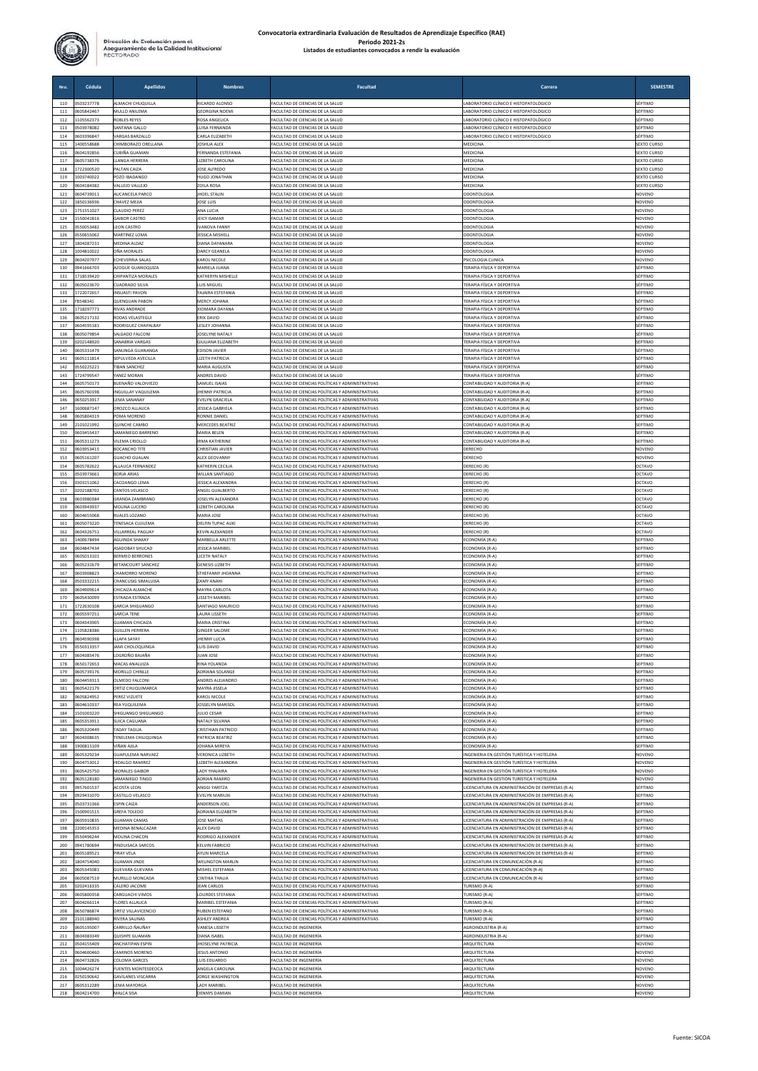# Convocatoria extraordinaria Evaluación de Resultados de Aprendizaje Específico (RAE)

## Periodo 2021-2s

### Listados de estudiantes convocados a rendir la evaluación

Dirección de Evaluación para el Aseguramiento de la Calidad Institucional
RECTORADO

| Nro. | Cédula | Apellidos | Nombres | Facultad | Carrera | SEMESTRE |
|---|---|---|---|---|---|---|
| 110 | 0503257778 | ALMACHI CHUQUILLA | RICARDO ALONSO | FACULTAD DE CIENCIAS DE LA SALUD | LABORATORIO CLÍNICO E HISTOPATOLÓGICO | SÉPTIMO |
| 111 | 0605842467 | MULLO ANILEMA | GEORGINA NOEMI | FACULTAD DE CIENCIAS DE LA SALUD | LABORATORIO CLÍNICO E HISTOPATOLÓGICO | SÉPTIMO |
| 112 | 1105562373 | ROBLES REYES | ROSA ANGELICA | FACULTAD DE CIENCIAS DE LA SALUD | LABORATORIO CLÍNICO E HISTOPATOLÓGICO | SÉPTIMO |
| 113 | 0503978082 | SANTANA GALLO | LUISA FERNANDA | FACULTAD DE CIENCIAS DE LA SALUD | LABORATORIO CLÍNICO E HISTOPATOLÓGICO | SÉPTIMO |
| 114 | 0603396847 | VARGAS BARZALLO | CARLA ELIZABETH | FACULTAD DE CIENCIAS DE LA SALUD | LABORATORIO CLÍNICO E HISTOPATOLÓGICO | SÉPTIMO |
| 115 | 1400558688 | CHIMBORAZO ORELLANA | JOSHUA ALEX | FACULTAD DE CIENCIAS DE LA SALUD | MEDICINA | SEXTO CURSO |
| 116 | 0604192856 | CUBIÑA GUAMAN | FERNANDA ESTEFANIA | FACULTAD DE CIENCIAS DE LA SALUD | MEDICINA | SEXTO CURSO |
| 117 | 0605738376 | LLANGA HERRERA | LIZBETH CAROLINA | FACULTAD DE CIENCIAS DE LA SALUD | MEDICINA | SEXTO CURSO |
| 118 | 1722300520 | PALTAN CAIZA | JOSE ALFREDO | FACULTAD DE CIENCIAS DE LA SALUD | MEDICINA | SEXTO CURSO |
| 119 | 1003740022 | POZO IBADANGO | HUGO JONATHAN | FACULTAD DE CIENCIAS DE LA SALUD | MEDICINA | SEXTO CURSO |
| 120 | 0604184382 | VALLEJO VALLEJO | ZOILA ROSA | FACULTAD DE CIENCIAS DE LA SALUD | MEDICINA | SEXTO CURSO |
| 121 | 0604739011 | AUCANCELA PARCO | JHOEL STALIN | FACULTAD DE CIENCIAS DE LA SALUD | ODONTOLOGIA | NOVENO |
| 122 | 1850136936 | CHAVEZ MEJIA | JOSE LUIS | FACULTAD DE CIENCIAS DE LA SALUD | ODONTOLOGIA | NOVENO |
| 123 | 1751551027 | CLAUDIO PEREZ | ANA LUCIA | FACULTAD DE CIENCIAS DE LA SALUD | ODONTOLOGIA | NOVENO |
| 124 | 1550041816 | GAIBOR CASTRO | JEICY ISAMAR | FACULTAD DE CIENCIAS DE LA SALUD | ODONTOLOGIA | NOVENO |
| 125 | 0550053482 | LEON CASTRO | IVANOVA FANNY | FACULTAD DE CIENCIAS DE LA SALUD | ODONTOLOGIA | NOVENO |
| 126 | 0550655062 | MARTINEZ LOMA | JESSICA MISHELL | FACULTAD DE CIENCIAS DE LA SALUD | ODONTOLOGIA | NOVENO |
| 127 | 1804287231 | MEDINA ALDAZ | DIANA DAYANARA | FACULTAD DE CIENCIAS DE LA SALUD | ODONTOLOGIA | NOVENO |
| 128 | 1004810022 | OÑA MORALES | DARCY GEANELA | FACULTAD DE CIENCIAS DE LA SALUD | ODONTOLOGIA | NOVENO |
| 129 | 0604207977 | ECHEVERRIA SALAS | KAROL NICOLE | FACULTAD DE CIENCIAS DE LA SALUD | PSICOLOGIA CLINICA | NOVENO |
| 130 | 0941666703 | AZOGUE GUANOQUIZA | MARIELA JUANA | FACULTAD DE CIENCIAS DE LA SALUD | TERAPIA FÍSICA Y DEPORTIVA | SÉPTIMO |
| 131 | 1718539420 | CHIPANTIZA MORALES | KATHERYN MISHELLE | FACULTAD DE CIENCIAS DE LA SALUD | TERAPIA FÍSICA Y DEPORTIVA | SÉPTIMO |
| 132 | 0605023670 | CUADRADO SILVA | LUIS MIGUEL | FACULTAD DE CIENCIAS DE LA SALUD | TERAPIA FÍSICA Y DEPORTIVA | SÉPTIMO |
| 133 | 1722072657 | INSUASTI PAVON | YAJAIRA ESTEFANIA | FACULTAD DE CIENCIAS DE LA SALUD | TERAPIA FÍSICA Y DEPORTIVA | SÉPTIMO |
| 134 | FB548341 | QUENGUAN PABON | MERCY JOHANA | FACULTAD DE CIENCIAS DE LA SALUD | TERAPIA FÍSICA Y DEPORTIVA | SÉPTIMO |
| 135 | 1718297771 | RIVAS ANDRADE | XIOMARA DAYANA | FACULTAD DE CIENCIAS DE LA SALUD | TERAPIA FÍSICA Y DEPORTIVA | SÉPTIMO |
| 136 | 0605217132 | RODAS VELASTEGUI | ERIK DAVID | FACULTAD DE CIENCIAS DE LA SALUD | TERAPIA FÍSICA Y DEPORTIVA | SÉPTIMO |
| 137 | 0604595181 | RODRIGUEZ CHAPALBAY | LESLEY JOHANNA | FACULTAD DE CIENCIAS DE LA SALUD | TERAPIA FÍSICA Y DEPORTIVA | SÉPTIMO |
| 138 | 0605079854 | SALGADO FALCONI | JOSELYNE NATALY | FACULTAD DE CIENCIAS DE LA SALUD | TERAPIA FÍSICA Y DEPORTIVA | SÉPTIMO |
| 139 | 0202148920 | SANABRIA VARGAS | GIULIANA ELIZABETH | FACULTAD DE CIENCIAS DE LA SALUD | TERAPIA FÍSICA Y DEPORTIVA | SÉPTIMO |
| 140 | 0605331479 | SANUNGA GUANANGA | EDISON JAVIER | FACULTAD DE CIENCIAS DE LA SALUD | TERAPIA FÍSICA Y DEPORTIVA | SÉPTIMO |
| 141 | 0605111814 | SEPULVEDA AVECILLA | LIZETH PATRICIA | FACULTAD DE CIENCIAS DE LA SALUD | TERAPIA FÍSICA Y DEPORTIVA | SÉPTIMO |
| 142 | 0550225221 | TIBAN SANCHEZ | MARIA AUGUSTA | FACULTAD DE CIENCIAS DE LA SALUD | TERAPIA FÍSICA Y DEPORTIVA | SÉPTIMO |
| 143 | 1724799547 | YANEZ MORAN | ANDRES DAVID | FACULTAD DE CIENCIAS DE LA SALUD | TERAPIA FÍSICA Y DEPORTIVA | SÉPTIMO |
| 144 | 0605750173 | BUENAÑO VALDIVIEZO | SAMUEL ISAIAS | FACULTAD DE CIENCIAS POLÍTICAS Y ADMINISTRATIVAS | CONTABILIDAD Y AUDITORIA (R-A) | SEPTIMO |
| 145 | 0605760198 | INGUILLAY VAQUILEMA | JHENNY PATRICIA | FACULTAD DE CIENCIAS POLÍTICAS Y ADMINISTRATIVAS | CONTABILIDAD Y AUDITORIA (R-A) | SEPTIMO |
| 146 | 0650253917 | LEMA SANANAY | EVELYN GRACIELA | FACULTAD DE CIENCIAS POLÍTICAS Y ADMINISTRATIVAS | CONTABILIDAD Y AUDITORIA (R-A) | SEPTIMO |
| 147 | 1600687147 | OROZCO ALLAUCA | JESSICA GABRIELA | FACULTAD DE CIENCIAS POLÍTICAS Y ADMINISTRATIVAS | CONTABILIDAD Y AUDITORIA (R-A) | SEPTIMO |
| 148 | 0605804319 | POMA MORENO | RONNIE DANIEL | FACULTAD DE CIENCIAS POLÍTICAS Y ADMINISTRATIVAS | CONTABILIDAD Y AUDITORIA (R-A) | SEPTIMO |
| 149 | 2101021992 | QUINCHE CAMBO | MERCEDES BEATRIZ | FACULTAD DE CIENCIAS POLÍTICAS Y ADMINISTRATIVAS | CONTABILIDAD Y AUDITORIA (R-A) | SEPTIMO |
| 150 | 0603455437 | SAMANIEGO BARRENO | MARIA BELEN | FACULTAD DE CIENCIAS POLÍTICAS Y ADMINISTRATIVAS | CONTABILIDAD Y AUDITORIA (R-A) | SEPTIMO |
| 151 | 0605311273 | VILEMA CRIOLLO | IRMA KATHERINE | FACULTAD DE CIENCIAS POLÍTICAS Y ADMINISTRATIVAS | CONTABILIDAD Y AUDITORIA (R-A) | SEPTIMO |
| 152 | 0603953415 | BOCANCHO TITE | CHRISTIAN JAVIER | FACULTAD DE CIENCIAS POLÍTICAS Y ADMINISTRATIVAS | DERECHO | NOVENO |
| 153 | 0605161207 | GUACHO GUALAN | ALEX GEOVANNY | FACULTAD DE CIENCIAS POLÍTICAS Y ADMINISTRATIVAS | DERECHO | NOVENO |
| 154 | 0605782622 | ALLAUCA FERNANDEZ | KATHERIN CECILIA | FACULTAD DE CIENCIAS POLÍTICAS Y ADMINISTRATIVAS | DERECHO (R) | OCTAVO |
| 155 | 0503973661 | BORJA ARIAS | WILLAN SANTIAGO | FACULTAD DE CIENCIAS POLÍTICAS Y ADMINISTRATIVAS | DERECHO (R) | OCTAVO |
| 156 | 0303151062 | CACOANGO LEMA | JESSICA ALEXANDRA | FACULTAD DE CIENCIAS POLÍTICAS Y ADMINISTRATIVAS | DERECHO (R) | OCTAVO |
| 157 | 0202188702 | CANTOS VELASCO | ANGEL GUALBERTO | FACULTAD DE CIENCIAS POLÍTICAS Y ADMINISTRATIVAS | DERECHO (R) | OCTAVO |
| 158 | 0603980384 | GRANDA ZAMBRANO | JOSELYN ALEXANDRA | FACULTAD DE CIENCIAS POLÍTICAS Y ADMINISTRATIVAS | DERECHO (R) | OCTAVO |
| 159 | 0603943937 | MOLINA LUCERO | LIZBETH CAROLINA | FACULTAD DE CIENCIAS POLÍTICAS Y ADMINISTRATIVAS | DERECHO (R) | OCTAVO |
| 160 | 0604655068 | RUALES LOZANO | MARIA JOSE | FACULTAD DE CIENCIAS POLÍTICAS Y ADMINISTRATIVAS | DERECHO (R) | OCTAVO |
| 161 | 0605073220 | TENESACA CUJILEMA | DELFIN TUPAC AUKI | FACULTAD DE CIENCIAS POLÍTICAS Y ADMINISTRATIVAS | DERECHO (R) | OCTAVO |
| 162 | 0604326751 | VILLARREAL PAGUAY | KEVIN ALEXANDER | FACULTAD DE CIENCIAS POLÍTICAS Y ADMINISTRATIVAS | DERECHO (R) | OCTAVO |
| 163 | 1400678494 | AGUINDA SHAKAY | MARBELLA ARLETTE | FACULTAD DE CIENCIAS POLÍTICAS Y ADMINISTRATIVAS | ECONOMÍA (R-A) | SEPTIMO |
| 164 | 0604847434 | ASADOBAY SHUCAD | JESSICA MARIBEL | FACULTAD DE CIENCIAS POLÍTICAS Y ADMINISTRATIVAS | ECONOMÍA (R-A) | SEPTIMO |
| 165 | 0605013101 | BERMEO BERRONES | LICETH NATALY | FACULTAD DE CIENCIAS POLÍTICAS Y ADMINISTRATIVAS | ECONOMÍA (R-A) | SEPTIMO |
| 166 | 0605231679 | BETANCOURT SANCHEZ | GENESIS LIZBETH | FACULTAD DE CIENCIAS POLÍTICAS Y ADMINISTRATIVAS | ECONOMÍA (R-A) | SEPTIMO |
| 167 | 0603908823 | CHAMORRO MORENO | STHEFANNY JHOANNA | FACULTAD DE CIENCIAS POLÍTICAS Y ADMINISTRATIVAS | ECONOMÍA (R-A) | SEPTIMO |
| 168 | 0503332215 | CHANCUSIG SIMALUISA | ZAMY ANAHI | FACULTAD DE CIENCIAS POLÍTICAS Y ADMINISTRATIVAS | ECONOMÍA (R-A) | SEPTIMO |
| 169 | 0604908614 | CHICAIZA ALMACHE | MAYRA CARLOTA | FACULTAD DE CIENCIAS POLÍTICAS Y ADMINISTRATIVAS | ECONOMÍA (R-A) | SEPTIMO |
| 170 | 0605430099 | ESTRADA ESTRADA | LISSETH MARIBEL | FACULTAD DE CIENCIAS POLÍTICAS Y ADMINISTRATIVAS | ECONOMÍA (R-A) | SEPTIMO |
| 171 | 1722630308 | GARCIA SHIGUANGO | SANTIAGO MAURICIO | FACULTAD DE CIENCIAS POLÍTICAS Y ADMINISTRATIVAS | ECONOMÍA (R-A) | SEPTIMO |
| 172 | 0605597251 | GARCIA TENE | LAURA LISSETH | FACULTAD DE CIENCIAS POLÍTICAS Y ADMINISTRATIVAS | ECONOMÍA (R-A) | SEPTIMO |
| 173 | 0604343905 | GUAMAN CHICAIZA | MARIA CRISTINA | FACULTAD DE CIENCIAS POLÍTICAS Y ADMINISTRATIVAS | ECONOMÍA (R-A) | SEPTIMO |
| 174 | 1105828386 | GUILLEN HERRERA | GINGER SALOME | FACULTAD DE CIENCIAS POLÍTICAS Y ADMINISTRATIVAS | ECONOMÍA (R-A) | SEPTIMO |
| 175 | 0604590398 | ILLAPA SAYAY | JHENNY LUCIA | FACULTAD DE CIENCIAS POLÍTICAS Y ADMINISTRATIVAS | ECONOMÍA (R-A) | SEPTIMO |
| 176 | 0550313357 | JAMI CHOLOQUINGA | LUIS DAVID | FACULTAD DE CIENCIAS POLÍTICAS Y ADMINISTRATIVAS | ECONOMÍA (R-A) | SEPTIMO |
| 177 | 0604385476 | LOGROÑO BAJAÑA | JUAN JOSE | FACULTAD DE CIENCIAS POLÍTICAS Y ADMINISTRATIVAS | ECONOMÍA (R-A) | SEPTIMO |
| 178 | 0650172653 | MACAS ANALUIZA | RINA YOLANDA | FACULTAD DE CIENCIAS POLÍTICAS Y ADMINISTRATIVAS | ECONOMÍA (R-A) | SEPTIMO |
| 179 | 0605739176 | MORILLO CHINLLE | ADRIANA SOLANGE | FACULTAD DE CIENCIAS POLÍTICAS Y ADMINISTRATIVAS | ECONOMÍA (R-A) | SEPTIMO |
| 180 | 0604459313 | OLMEDO FALCONI | ANDRES ALEJANDRO | FACULTAD DE CIENCIAS POLÍTICAS Y ADMINISTRATIVAS | ECONOMÍA (R-A) | SEPTIMO |
| 181 | 0605422179 | ORTIZ CHUQUIMARCA | MAYRA JISSELA | FACULTAD DE CIENCIAS POLÍTICAS Y ADMINISTRATIVAS | ECONOMÍA (R-A) | SEPTIMO |
| 182 | 0605824952 | PEREZ VIZUETE | KAROL NICOLE | FACULTAD DE CIENCIAS POLÍTICAS Y ADMINISTRATIVAS | ECONOMÍA (R-A) | SEPTIMO |
| 183 | 0604610337 | REA YUQUILEMA | JOSSELYN MARISOL | FACULTAD DE CIENCIAS POLÍTICAS Y ADMINISTRATIVAS | ECONOMÍA (R-A) | SEPTIMO |
| 184 | 1500003220 | SHIGUANGO SHIGUANGO | JULIO CESAR | FACULTAD DE CIENCIAS POLÍTICAS Y ADMINISTRATIVAS | ECONOMÍA (R-A) | SEPTIMO |
| 185 | 0605353911 | SUICA CAGUANA | NATALY SILVANA | FACULTAD DE CIENCIAS POLÍTICAS Y ADMINISTRATIVAS | ECONOMÍA (R-A) | SEPTIMO |
| 186 | 0605320449 | TADAY TAGUA | CRISTHIAN PATRICIO | FACULTAD DE CIENCIAS POLÍTICAS Y ADMINISTRATIVAS | ECONOMÍA (R-A) | SEPTIMO |
| 187 | 0604308635 | TENELEMA CHUQUIINGA | PATRICIA BEATRIZ | FACULTAD DE CIENCIAS POLÍTICAS Y ADMINISTRATIVAS | ECONOMÍA (R-A) | SEPTIMO |
| 188 | 1900815109 | VIÑAN AJILA | JOHANA MIREYA | FACULTAD DE CIENCIAS POLÍTICAS Y ADMINISTRATIVAS | ECONOMÍA (R-A) | SEPTIMO |
| 189 | 0605329234 | GUAPULEMA NARVAEZ | VERONICA LIZBETH | FACULTAD DE CIENCIAS POLÍTICAS Y ADMINISTRATIVAS | INGENIERIA EN GESTIÓN TURÍSTICA Y HOTELERA | NOVENO |
| 190 | 0604753012 | HIDALGO RAMIREZ | LIZBETH ALEXANDRA | FACULTAD DE CIENCIAS POLÍTICAS Y ADMINISTRATIVAS | INGENIERIA EN GESTIÓN TURÍSTICA Y HOTELERA | NOVENO |
| 191 | 0605425750 | MORALES GAIBOR | LADY YHAJAIRA | FACULTAD DE CIENCIAS POLÍTICAS Y ADMINISTRATIVAS | INGENIERIA EN GESTIÓN TURÍSTICA Y HOTELERA | NOVENO |
| 192 | 0605128180 | SAMANIEGO TINGO | ADRIAN RAMIRO | FACULTAD DE CIENCIAS POLÍTICAS Y ADMINISTRATIVAS | INGENIERIA EN GESTIÓN TURÍSTICA Y HOTELERA | NOVENO |
| 193 | 0957601537 | ACOSTA LEON | ANGGI YARITZA | FACULTAD DE CIENCIAS POLÍTICAS Y ADMINISTRATIVAS | LICENCIATURA EN ADMINISTRACIÓN DE EMPRESAS (R-A) | SEPTIMO |
| 194 | 0929431070 | CASTILLO VELASCO | EVELYN MARIUXI | FACULTAD DE CIENCIAS POLÍTICAS Y ADMINISTRATIVAS | LICENCIATURA EN ADMINISTRACIÓN DE EMPRESAS (R-A) | SEPTIMO |
| 195 | 0503731366 | ESPIN CAIZA | ANDERSON JOEL | FACULTAD DE CIENCIAS POLÍTICAS Y ADMINISTRATIVAS | LICENCIATURA EN ADMINISTRACIÓN DE EMPRESAS (R-A) | SEPTIMO |
| 196 | 1500901515 | GREFA TOLEDO | ADRIANA ELIZABETH | FACULTAD DE CIENCIAS POLÍTICAS Y ADMINISTRATIVAS | LICENCIATURA EN ADMINISTRACIÓN DE EMPRESAS (R-A) | SEPTIMO |
| 197 | 0605910835 | GUAMAN CAMAS | JOSE MATIAS | FACULTAD DE CIENCIAS POLÍTICAS Y ADMINISTRATIVAS | LICENCIATURA EN ADMINISTRACIÓN DE EMPRESAS (R-A) | SEPTIMO |
| 198 | 2200145353 | MEDINA BENALCAZAR | ALEX DAVID | FACULTAD DE CIENCIAS POLÍTICAS Y ADMINISTRATIVAS | LICENCIATURA EN ADMINISTRACIÓN DE EMPRESAS (R-A) | SEPTIMO |
| 199 | 0550496244 | MOLINA CHACON | RODRIGO ALEXANDER | FACULTAD DE CIENCIAS POLÍTICAS Y ADMINISTRATIVAS | LICENCIATURA EN ADMINISTRACIÓN DE EMPRESAS (R-A) | SEPTIMO |
| 200 | 0941780694 | PINDUISACA SARCOS | KELVIN FABRICIO | FACULTAD DE CIENCIAS POLÍTICAS Y ADMINISTRATIVAS | LICENCIATURA EN ADMINISTRACIÓN DE EMPRESAS (R-A) | SEPTIMO |
| 201 | 0605189521 | PIRAY VELA | AYUN MARCELA | FACULTAD DE CIENCIAS POLÍTICAS Y ADMINISTRATIVAS | LICENCIATURA EN ADMINISTRACIÓN DE EMPRESAS (R-A) | SEPTIMO |
| 202 | 1804754040 | GUAMAN JINDE | WELINGTON MARLIN | FACULTAD DE CIENCIAS POLÍTICAS Y ADMINISTRATIVAS | LICENCIATURA EN COMUNICACIÓN (R-A) | SEPTIMO |
| 203 | 0605345081 | GUEVARA GUEVARA | MISHEL ESTEFANIA | FACULTAD DE CIENCIAS POLÍTICAS Y ADMINISTRATIVAS | LICENCIATURA EN COMUNICACIÓN (R-A) | SEPTIMO |
| 204 | 0605087519 | MURILLO MONCADA | CINTHIA THALIA | FACULTAD DE CIENCIAS POLÍTICAS Y ADMINISTRATIVAS | LICENCIATURA EN COMUNICACIÓN (R-A) | SEPTIMO |
| 205 | 0202416335 | CALERO JACOME | JEAN CARLOS | FACULTAD DE CIENCIAS POLÍTICAS Y ADMINISTRATIVAS | TURISMO (R-A) | SEPTIMO |
| 206 | 0605800358 | CARGUACHI VIMOS | LOURDES STEFANIA | FACULTAD DE CIENCIAS POLÍTICAS Y ADMINISTRATIVAS | TURISMO (R-A) | SEPTIMO |
| 207 | 0604266114 | FLORES ALLAUCA | MARIBEL ESTEFANIA | FACULTAD DE CIENCIAS POLÍTICAS Y ADMINISTRATIVAS | TURISMO (R-A) | SEPTIMO |
| 208 | 0650786874 | ORTIZ VILLAVICENCIO | RUBEN ESTEFANO | FACULTAD DE CIENCIAS POLÍTICAS Y ADMINISTRATIVAS | TURISMO (R-A) | SEPTIMO |
| 209 | 2101188940 | RIVERA SALINAS | ASHLEY ANDREA | FACULTAD DE CIENCIAS POLÍTICAS Y ADMINISTRATIVAS | TURISMO (R-A) | SEPTIMO |
| 210 | 0605195007 | CARRILLO ÑAUÑAY | VANESA LISSETH | FACULTAD DE INGENIERÍA | AGROINDUSTRIA (R-A) | SEPTIMO |
| 211 | 0604383349 | QUISHPE GUAMAN | DIANA ISABEL | FACULTAD DE INGENIERÍA | AGROINDUSTRIA (R-A) | SEPTIMO |
| 212 | 0504155409 | ANCHATIPAN ESPIN | JHOSELYNE PATRICIA | FACULTAD DE INGENIERÍA | ARQUITECTURA | NOVENO |
| 213 | 0604600460 | CAMINOS MORENO | JESUS ANTONIO | FACULTAD DE INGENIERÍA | ARQUITECTURA | NOVENO |
| 214 | 0604732826 | COLOMA GARCES | LUIS EDUARDO | FACULTAD DE INGENIERÍA | ARQUITECTURA | NOVENO |
| 215 | 1004426274 | FUENTES MONTESDEOCA | ANGELA CAROLINA | FACULTAD DE INGENIERÍA | ARQUITECTURA | NOVENO |
| 216 | 0250190642 | GAVILANES VISCARRA | JORGE WASHINGTON | FACULTAD DE INGENIERÍA | ARQUITECTURA | NOVENO |
| 217 | 0605312289 | LEMA MAYORGA | LADY MARIBEL | FACULTAD DE INGENIERÍA | ARQUITECTURA | NOVENO |
| 218 | 0604214700 | MALCA SISA | DENNYS DAMIAN | FACULTAD DE INGENIERÍA | ARQUITECTURA | NOVENO |

Fuente: SICOA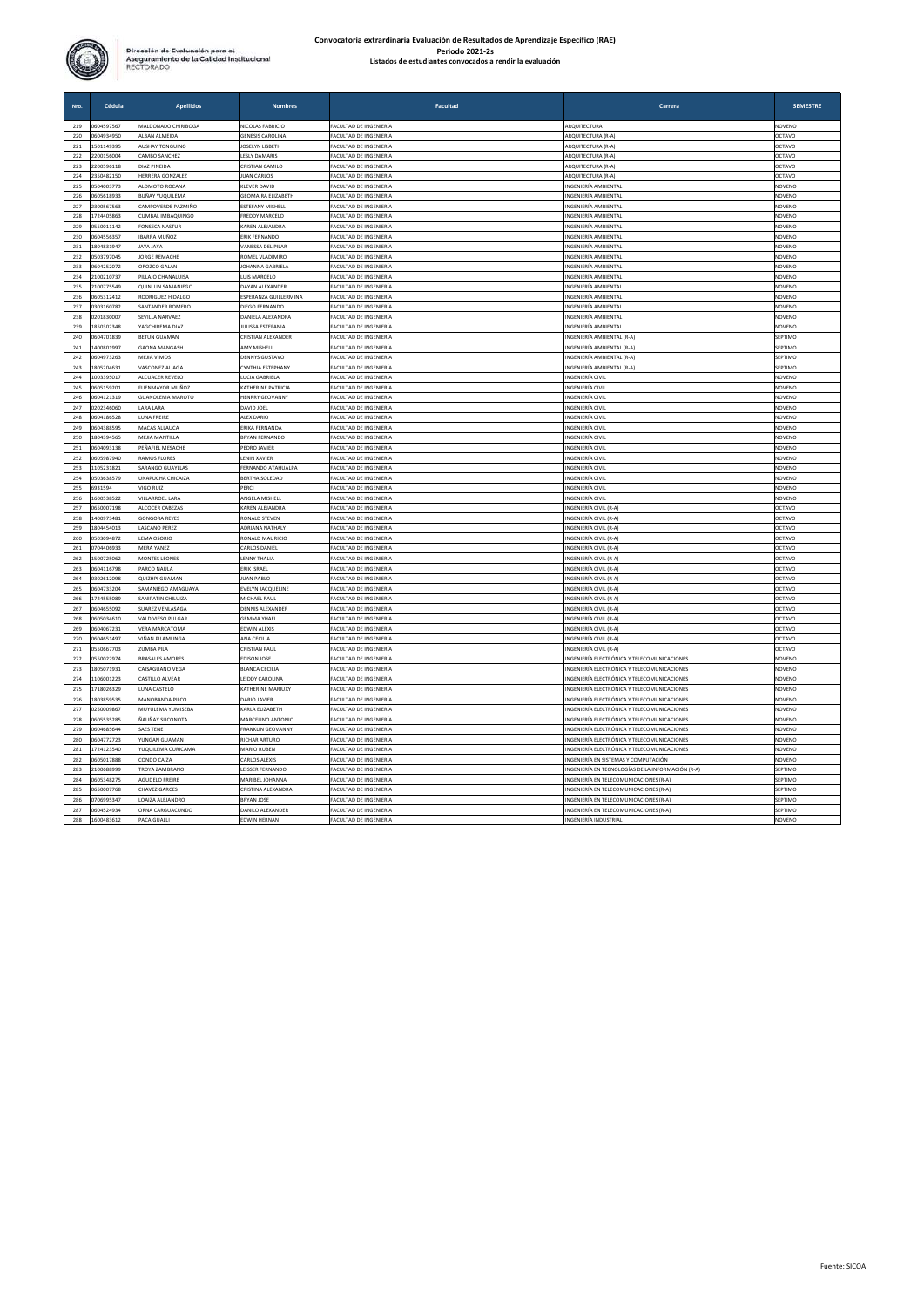Dirección de Evaluación para el Aseguramiento de la Calidad Institucional
RECTORADO

# Convocatoria extraordinaria Evaluación de Resultados de Aprendizaje Específico (RAE)
## Periodo 2021-2s
### Listados de estudiantes convocados a rendir la evaluación

| Nro. | Cédula | Apellidos | Nombres | Facultad | Carrera | SEMESTRE |
|---|---|---|---|---|---|---|
| 219 | 0604597567 | MALDONADO CHIRIBOGA | NICOLAS FABRICIO | FACULTAD DE INGENIERÍA | ARQUITECTURA | NOVENO |
| 220 | 0604934950 | ALBAN ALMEIDA | GENESIS CAROLINA | FACULTAD DE INGENIERÍA | ARQUITECTURA (R-A) | OCTAVO |
| 221 | 1501149995 | AUSHAY TONGUINO | JOSELYN LISBETH | FACULTAD DE INGENIERÍA | ARQUITECTURA (R-A) | OCTAVO |
| 222 | 2200156004 | CAMBO SANCHEZ | LESLY DAMARIS | FACULTAD DE INGENIERÍA | ARQUITECTURA (R-A) | OCTAVO |
| 223 | 2200596118 | DIAZ PINEIDA | CRISTIAN CAMILO | FACULTAD DE INGENIERÍA | ARQUITECTURA (R-A) | OCTAVO |
| 224 | 2350482150 | HERRERA GONZALEZ | JUAN CARLOS | FACULTAD DE INGENIERÍA | ARQUITECTURA (R-A) | OCTAVO |
| 225 | 0504003773 | ALOMOTO ROCANA | KLEVER DAVID | FACULTAD DE INGENIERÍA | INGENIERÍA AMBIENTAL | NOVENO |
| 226 | 0605618933 | BUÑAY YUQUILEMA | GEOMAIRA ELIZABETH | FACULTAD DE INGENIERÍA | INGENIERÍA AMBIENTAL | NOVENO |
| 227 | 2300567563 | CAMPOVERDE PAZMIÑO | ESTEFANY MISHELL | FACULTAD DE INGENIERÍA | INGENIERÍA AMBIENTAL | NOVENO |
| 228 | 1724405863 | CUMBAL IMBAQUINGO | FREDDY MARCELO | FACULTAD DE INGENIERÍA | INGENIERÍA AMBIENTAL | NOVENO |
| 229 | 0550011142 | FONSECA NASTUR | KAREN ALEJANDRA | FACULTAD DE INGENIERÍA | INGENIERÍA AMBIENTAL | NOVENO |
| 230 | 0604556357 | IBARRA MUÑOZ | ERIK FERNANDO | FACULTAD DE INGENIERÍA | INGENIERÍA AMBIENTAL | NOVENO |
| 231 | 1804831947 | JAYA JAYA | VANESSA DEL PILAR | FACULTAD DE INGENIERÍA | INGENIERÍA AMBIENTAL | NOVENO |
| 232 | 0503797045 | JORGE REMACHE | ROMEL VLADIMIRO | FACULTAD DE INGENIERÍA | INGENIERÍA AMBIENTAL | NOVENO |
| 233 | 0604252072 | OROZCO GALAN | JOHANNA GABRIELA | FACULTAD DE INGENIERÍA | INGENIERÍA AMBIENTAL | NOVENO |
| 234 | 2100210737 | PILLAJO CHANALUISA | LUIS MARCELO | FACULTAD DE INGENIERÍA | INGENIERÍA AMBIENTAL | NOVENO |
| 235 | 2100775549 | QUINLLIN SAMANIEGO | DAYAN ALEXANDER | FACULTAD DE INGENIERÍA | INGENIERÍA AMBIENTAL | NOVENO |
| 236 | 0605312412 | RODRIGUEZ HIDALGO | ESPERANZA GUILLERMINA | FACULTAD DE INGENIERÍA | INGENIERÍA AMBIENTAL | NOVENO |
| 237 | 0303160782 | SANTANDER ROMERO | DIEGO FERNANDO | FACULTAD DE INGENIERÍA | INGENIERÍA AMBIENTAL | NOVENO |
| 238 | 0201830007 | SEVILLA NARVAEZ | DANIELA ALEXANDRA | FACULTAD DE INGENIERÍA | INGENIERÍA AMBIENTAL | NOVENO |
| 239 | 1850302348 | YAGCHIREMA DIAZ | JULISSA ESTEFANIA | FACULTAD DE INGENIERÍA | INGENIERÍA AMBIENTAL | NOVENO |
| 240 | 0604701839 | BETUN GUAMAN | CRISTIAN ALEXANDER | FACULTAD DE INGENIERÍA | INGENIERÍA AMBIENTAL (R-A) | SEPTIMO |
| 241 | 1400801997 | GAONA MANGASH | AMY MISHELL | FACULTAD DE INGENIERÍA | INGENIERÍA AMBIENTAL (R-A) | SEPTIMO |
| 242 | 0604973263 | MEJIA VIMOS | DENNYS GUSTAVO | FACULTAD DE INGENIERÍA | INGENIERÍA AMBIENTAL (R-A) | SEPTIMO |
| 243 | 1805204631 | VASCONEZ ALIAGA | CYNTHIA ESTEPHANY | FACULTAD DE INGENIERÍA | INGENIERÍA AMBIENTAL (R-A) | SEPTIMO |
| 244 | 1003395017 | ALCUACER REVELO | LUCIA GABRIELA | FACULTAD DE INGENIERÍA | INGENIERÍA CIVIL | NOVENO |
| 245 | 0605159201 | FUENMAYOR MUÑOZ | KATHERINE PATRICIA | FACULTAD DE INGENIERÍA | INGENIERÍA CIVIL | NOVENO |
| 246 | 0604121319 | GUANOLEMA MAROTO | HENRRY GEOVANNY | FACULTAD DE INGENIERÍA | INGENIERÍA CIVIL | NOVENO |
| 247 | 0202346060 | LARA LARA | DAVID JOEL | FACULTAD DE INGENIERÍA | INGENIERÍA CIVIL | NOVENO |
| 248 | 0604186528 | LUNA FREIRE | ALEX DARIO | FACULTAD DE INGENIERÍA | INGENIERÍA CIVIL | NOVENO |
| 249 | 0604988595 | MACAS ALLAUCA | ERIKA FERNANDA | FACULTAD DE INGENIERÍA | INGENIERÍA CIVIL | NOVENO |
| 250 | 1804394565 | MEJIA MANTILLA | BRYAN FERNANDO | FACULTAD DE INGENIERÍA | INGENIERÍA CIVIL | NOVENO |
| 251 | 0604093138 | PEÑAFIEL MESACHE | PEDRO JAVIER | FACULTAD DE INGENIERÍA | INGENIERÍA CIVIL | NOVENO |
| 252 | 0605987940 | RAMOS FLORES | LENIN XAVIER | FACULTAD DE INGENIERÍA | INGENIERÍA CIVIL | NOVENO |
| 253 | 1105231821 | SARANGO GUAYLLAS | FERNANDO ATAHUALPA | FACULTAD DE INGENIERÍA | INGENIERÍA CIVIL | NOVENO |
| 254 | 0503638579 | UNAPUCHA CHICAIZA | BERTHA SOLEDAD | FACULTAD DE INGENIERÍA | INGENIERÍA CIVIL | NOVENO |
| 255 | 6931594 | VIGO RUIZ | PERCI | FACULTAD DE INGENIERÍA | INGENIERÍA CIVIL | NOVENO |
| 256 | 1600538522 | VILLARROEL LARA | ANGELA MISHELL | FACULTAD DE INGENIERÍA | INGENIERÍA CIVIL | NOVENO |
| 257 | 0650007198 | ALCOCER CABEZAS | KAREN ALEJANDRA | FACULTAD DE INGENIERÍA | INGENIERÍA CIVIL (R-A) | OCTAVO |
| 258 | 1400973481 | GONGORA REYES | RONALD STEVEN | FACULTAD DE INGENIERÍA | INGENIERÍA CIVIL (R-A) | OCTAVO |
| 259 | 1804454013 | LASCANO PEREZ | ADRIANA NATHALY | FACULTAD DE INGENIERÍA | INGENIERÍA CIVIL (R-A) | OCTAVO |
| 260 | 0503094872 | LEMA OSORIO | RONALD MAURICIO | FACULTAD DE INGENIERÍA | INGENIERÍA CIVIL (R-A) | OCTAVO |
| 261 | 0704406933 | MERA YANEZ | CARLOS DANIEL | FACULTAD DE INGENIERÍA | INGENIERÍA CIVIL (R-A) | OCTAVO |
| 262 | 1500725062 | MONTES LEONES | LENNY THALIA | FACULTAD DE INGENIERÍA | INGENIERÍA CIVIL (R-A) | OCTAVO |
| 263 | 0604116798 | PARCO NAULA | ERIK ISRAEL | FACULTAD DE INGENIERÍA | INGENIERÍA CIVIL (R-A) | OCTAVO |
| 264 | 0302612098 | QUIZHPI GUAMAN | JUAN PABLO | FACULTAD DE INGENIERÍA | INGENIERÍA CIVIL (R-A) | OCTAVO |
| 265 | 0604733204 | SAMANIEGO AMAGUAYA | EVELYN JACQUELINE | FACULTAD DE INGENIERÍA | INGENIERÍA CIVIL (R-A) | OCTAVO |
| 266 | 1724555089 | SANIPATIN CHILUIZA | MICHAEL RAUL | FACULTAD DE INGENIERÍA | INGENIERÍA CIVIL (R-A) | OCTAVO |
| 267 | 0604655092 | SUAREZ VENLASAGA | DENNIS ALEXANDER | FACULTAD DE INGENIERÍA | INGENIERÍA CIVIL (R-A) | OCTAVO |
| 268 | 0605034610 | VALDIVIESO PULGAR | GEMMA YHAEL | FACULTAD DE INGENIERÍA | INGENIERÍA CIVIL (R-A) | OCTAVO |
| 269 | 0604067231 | VERA MARCATOMA | EDWIN ALEXIS | FACULTAD DE INGENIERÍA | INGENIERÍA CIVIL (R-A) | OCTAVO |
| 270 | 0604651497 | VIÑAN PILAMUNGA | ANA CECILIA | FACULTAD DE INGENIERÍA | INGENIERÍA CIVIL (R-A) | OCTAVO |
| 271 | 0550667703 | ZUMBA PILA | CRISTIAN PAUL | FACULTAD DE INGENIERÍA | INGENIERÍA CIVIL (R-A) | OCTAVO |
| 272 | 0550022974 | BRASALES AMORES | EDISON JOSE | FACULTAD DE INGENIERÍA | INGENIERÍA ELECTRÓNICA Y TELECOMUNICACIONES | NOVENO |
| 273 | 1805071931 | CAISAGUANO VEGA | BLANCA CECILIA | FACULTAD DE INGENIERÍA | INGENIERÍA ELECTRÓNICA Y TELECOMUNICACIONES | NOVENO |
| 274 | 1106001223 | CASTILLO ALVEAR | LEIDDY CAROLINA | FACULTAD DE INGENIERÍA | INGENIERÍA ELECTRÓNICA Y TELECOMUNICACIONES | NOVENO |
| 275 | 1718026329 | LUNA CASTELO | KATHERINE MARIUXY | FACULTAD DE INGENIERÍA | INGENIERÍA ELECTRÓNICA Y TELECOMUNICACIONES | NOVENO |
| 276 | 1803859535 | MANOBANDA PILCO | DARIO JAVIER | FACULTAD DE INGENIERÍA | INGENIERÍA ELECTRÓNICA Y TELECOMUNICACIONES | NOVENO |
| 277 | 0250009867 | MUYULEMA YUMISEBA | KARLA ELIZABETH | FACULTAD DE INGENIERÍA | INGENIERÍA ELECTRÓNICA Y TELECOMUNICACIONES | NOVENO |
| 278 | 0605535285 | ÑAUÑAY SUCONOTA | MARCELINO ANTONIO | FACULTAD DE INGENIERÍA | INGENIERÍA ELECTRÓNICA Y TELECOMUNICACIONES | NOVENO |
| 279 | 0604685644 | SAES TENE | FRANKLIN GEOVANNY | FACULTAD DE INGENIERÍA | INGENIERÍA ELECTRÓNICA Y TELECOMUNICACIONES | NOVENO |
| 280 | 0604772723 | YUNGAN GUAMAN | RICHAR ARTURO | FACULTAD DE INGENIERÍA | INGENIERÍA ELECTRÓNICA Y TELECOMUNICACIONES | NOVENO |
| 281 | 1724123540 | YUQUILEMA CURICAMA | MARIO RUBEN | FACULTAD DE INGENIERÍA | INGENIERÍA ELECTRÓNICA Y TELECOMUNICACIONES | NOVENO |
| 282 | 0605017888 | CONDO CAIZA | CARLOS ALEXIS | FACULTAD DE INGENIERÍA | INGENIERÍA EN SISTEMAS Y COMPUTACIÓN | NOVENO |
| 283 | 2100688999 | TROYA ZAMBRANO | LEISSER FERNANDO | FACULTAD DE INGENIERÍA | INGENIERÍA EN TECNOLOGÍAS DE LA INFORMACIÓN (R-A) | SEPTIMO |
| 284 | 0605348275 | AGUDELO FREIRE | MARIBEL JOHANNA | FACULTAD DE INGENIERÍA | INGENIERÍA EN TELECOMUNICACIONES (R-A) | SEPTIMO |
| 285 | 0650007768 | CHAVEZ GARCES | CRISTINA ALEXANDRA | FACULTAD DE INGENIERÍA | INGENIERÍA EN TELECOMUNICACIONES (R-A) | SEPTIMO |
| 286 | 0706995347 | LOAIZA ALEJANDRO | BRYAN JOSE | FACULTAD DE INGENIERÍA | INGENIERÍA EN TELECOMUNICACIONES (R-A) | SEPTIMO |
| 287 | 0604524934 | ORNA CARGUACUNDO | DANILO ALEXANDER | FACULTAD DE INGENIERÍA | INGENIERÍA EN TELECOMUNICACIONES (R-A) | SEPTIMO |
| 288 | 1600483612 | PACA GUALLI | EDWIN HERNAN | FACULTAD DE INGENIERÍA | INGENIERÍA INDUSTRIAL | NOVENO |

Fuente: SICOA